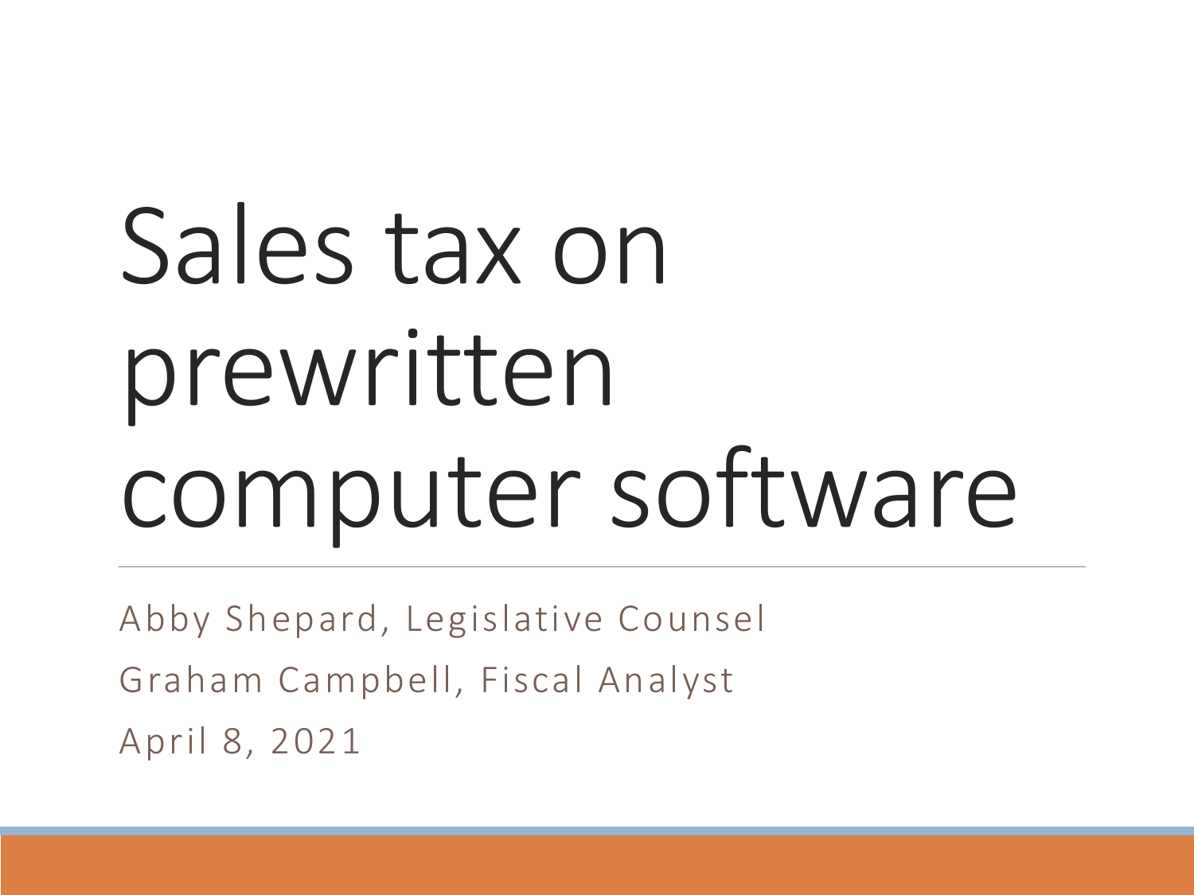# Sales tax on prewritten computer software

Abby Shepard, Legislative Counsel

Graham Campbell, Fiscal Analyst

April 8, 2021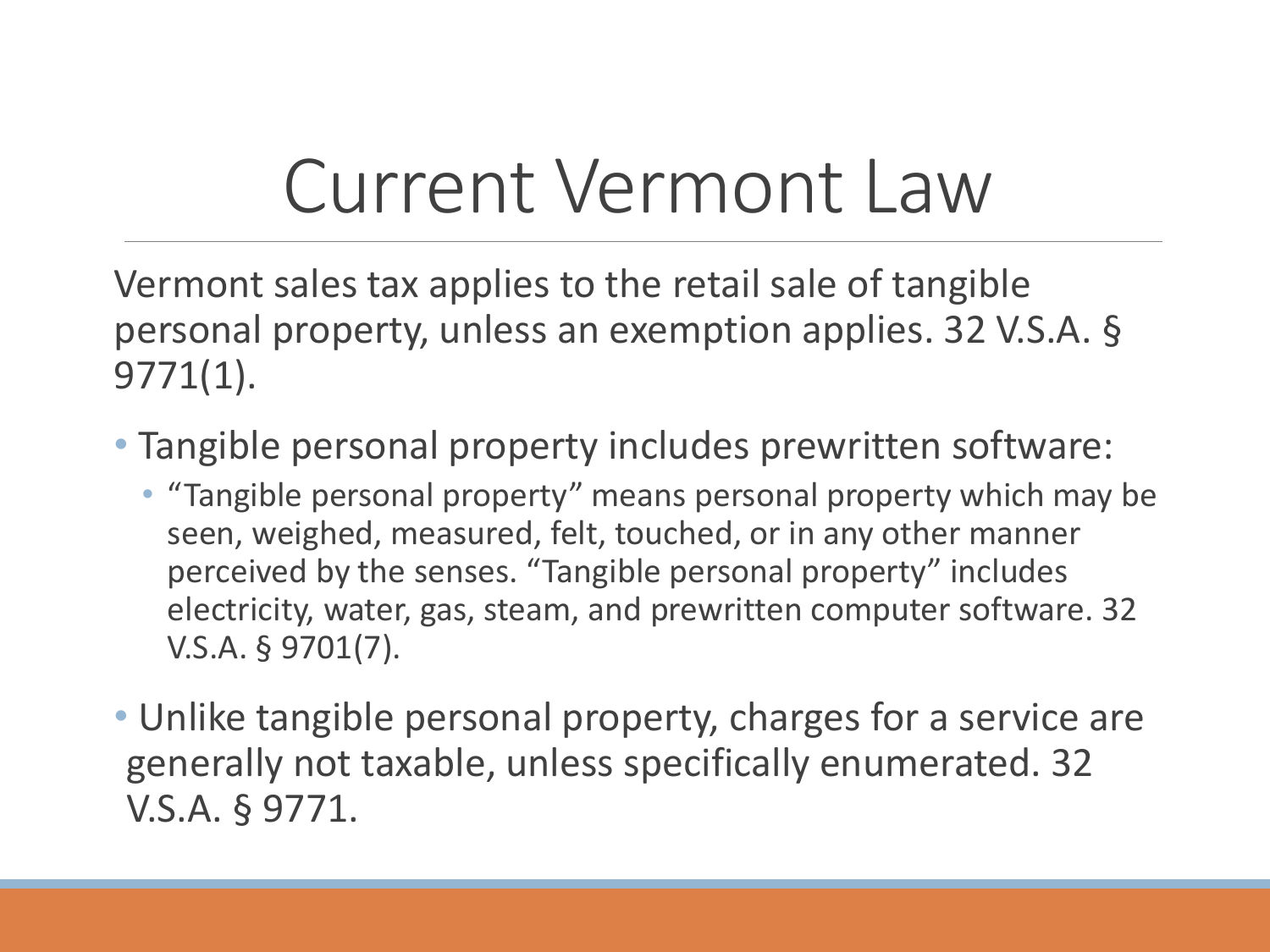# Current Vermont Law

Vermont sales tax applies to the retail sale of tangible personal property, unless an exemption applies. 32 V.S.A. § 9771(1).

- Tangible personal property includes prewritten software:
  - "Tangible personal property" means personal property which may be seen, weighed, measured, felt, touched, or in any other manner perceived by the senses. "Tangible personal property" includes electricity, water, gas, steam, and prewritten computer software. 32 V.S.A. § 9701(7).
- Unlike tangible personal property, charges for a service are generally not taxable, unless specifically enumerated. 32 V.S.A. § 9771.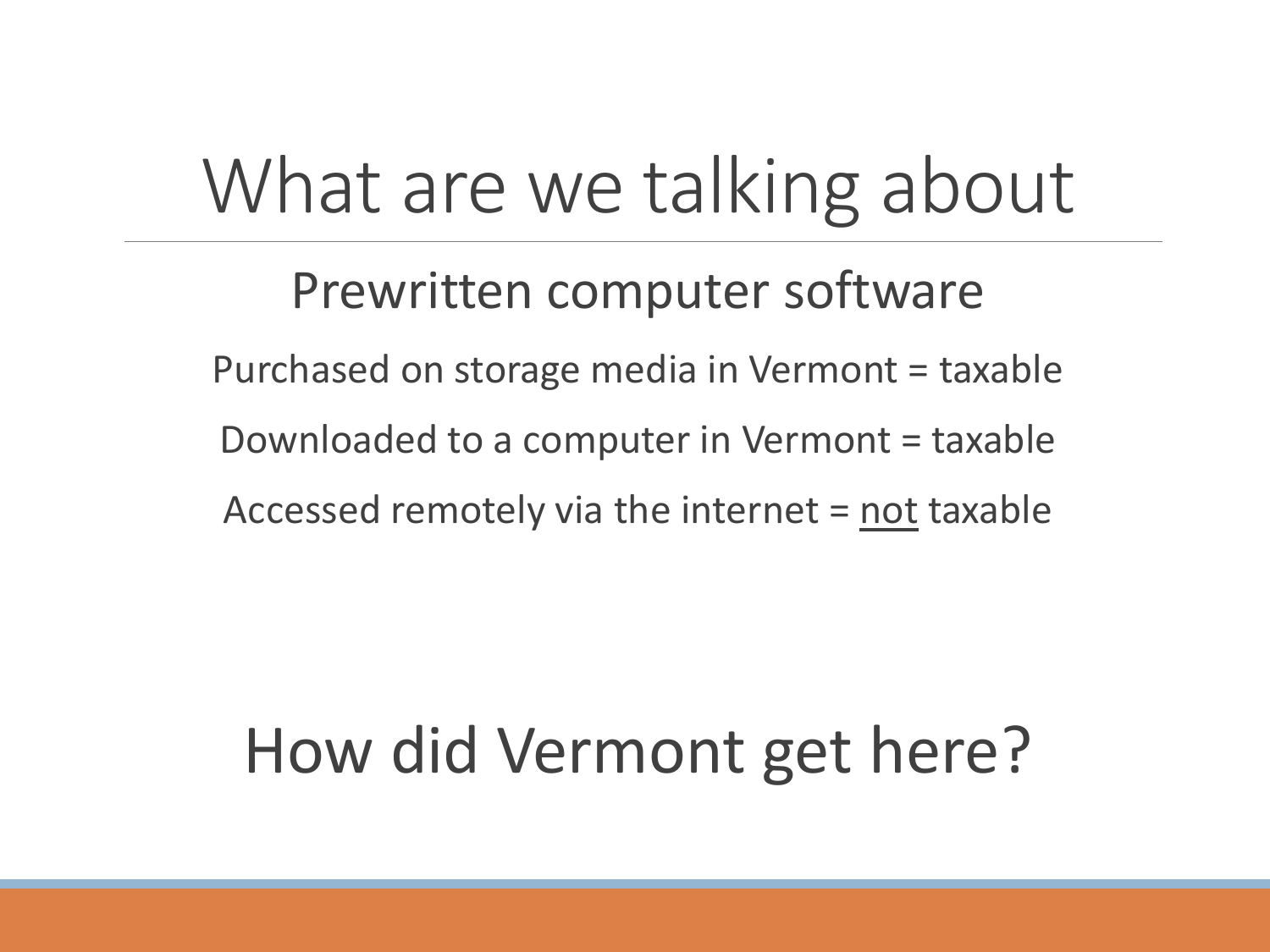# What are we talking about

## Prewritten computer software

Purchased on storage media in Vermont = taxable

Downloaded to a computer in Vermont = taxable

Accessed remotely via the internet = <u>not</u> taxable

## How did Vermont get here?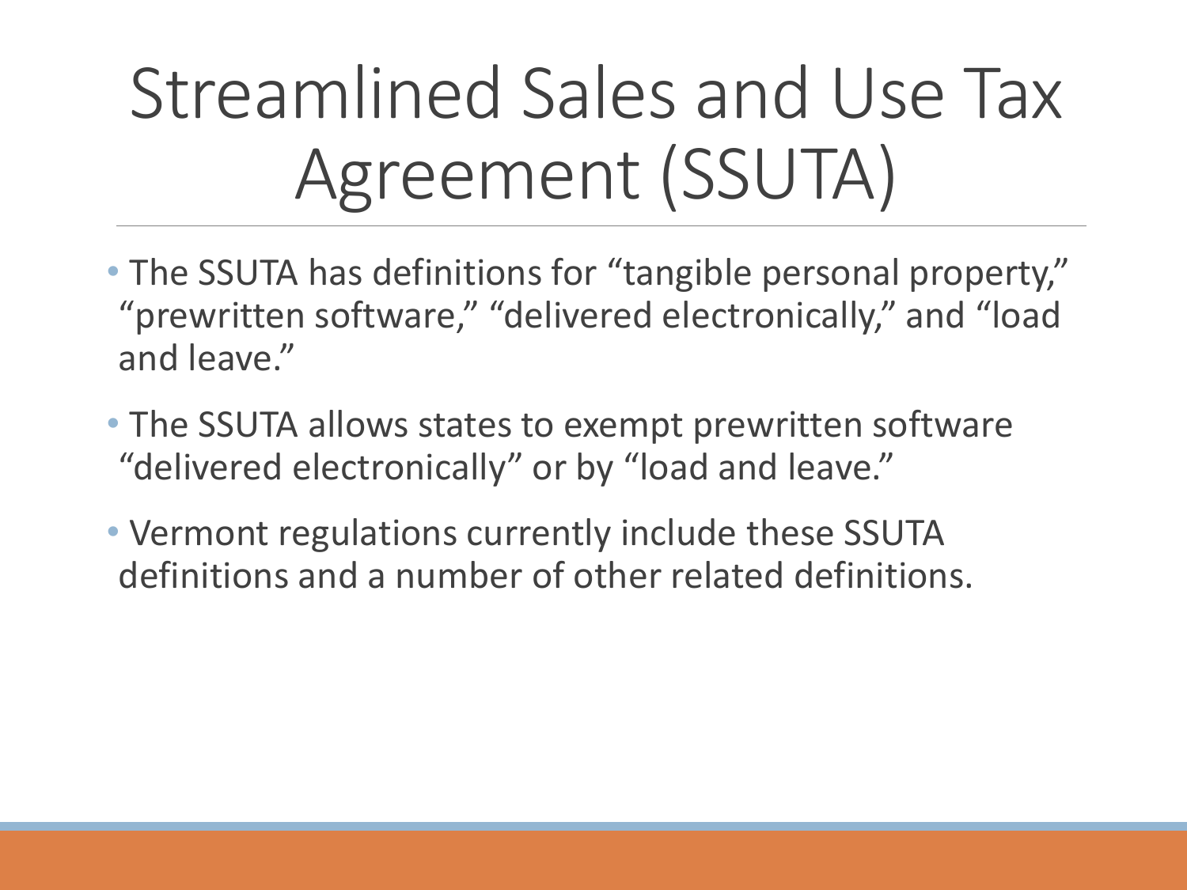# Streamlined Sales and Use Tax Agreement (SSUTA)

- The SSUTA has definitions for "tangible personal property," "prewritten software," "delivered electronically," and "load and leave."
- The SSUTA allows states to exempt prewritten software "delivered electronically" or by "load and leave."
- Vermont regulations currently include these SSUTA definitions and a number of other related definitions.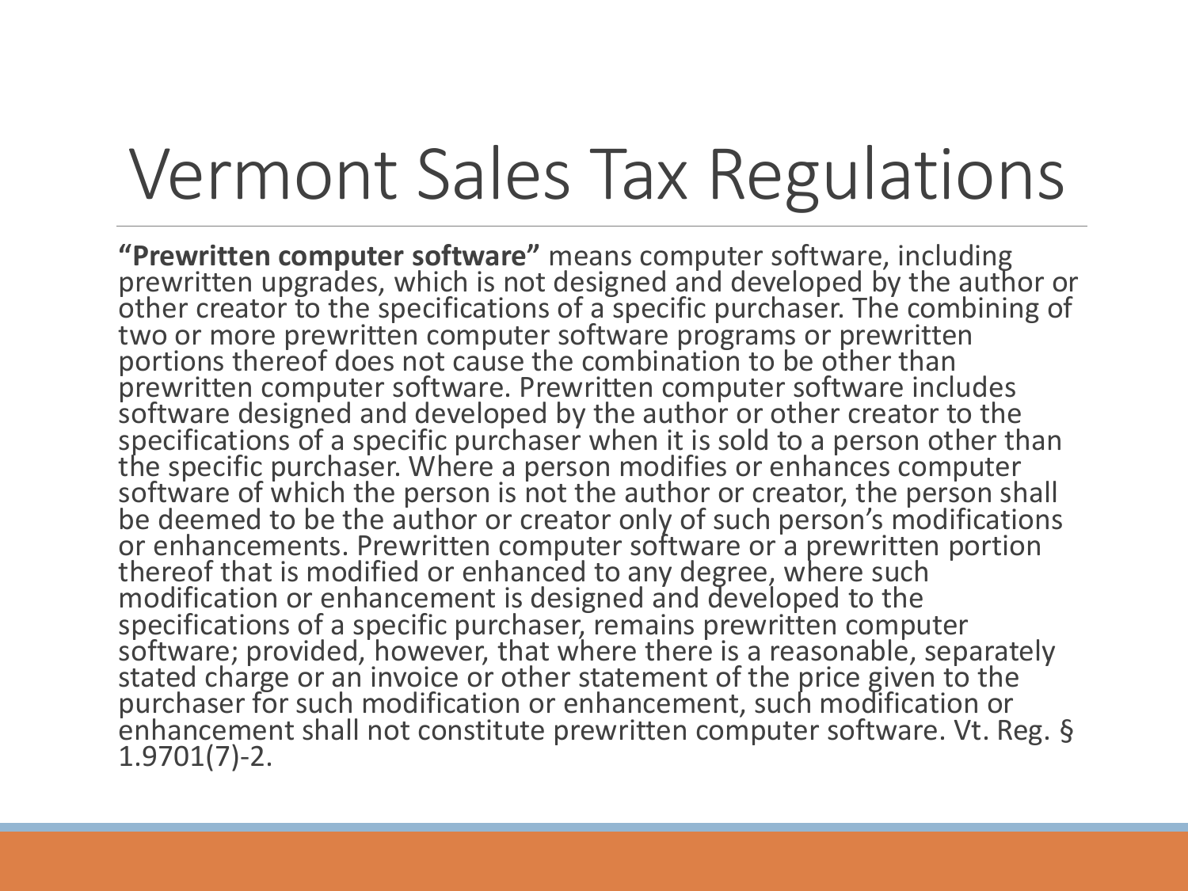# Vermont Sales Tax Regulations

**"Prewritten computer software"** means computer software, including prewritten upgrades, which is not designed and developed by the author or other creator to the specifications of a specific purchaser. The combining of two or more prewritten computer software programs or prewritten portions thereof does not cause the combination to be other than prewritten computer software. Prewritten computer software includes software designed and developed by the author or other creator to the specifications of a specific purchaser when it is sold to a person other than the specific purchaser. Where a person modifies or enhances computer software of which the person is not the author or creator, the person shall be deemed to be the author or creator only of such person's modifications or enhancements. Prewritten computer software or a prewritten portion thereof that is modified or enhanced to any degree, where such modification or enhancement is designed and developed to the specifications of a specific purchaser, remains prewritten computer software; provided, however, that where there is a reasonable, separately stated charge or an invoice or other statement of the price given to the purchaser for such modification or enhancement, such modification or enhancement shall not constitute prewritten computer software. Vt. Reg. § 1.9701(7)-2.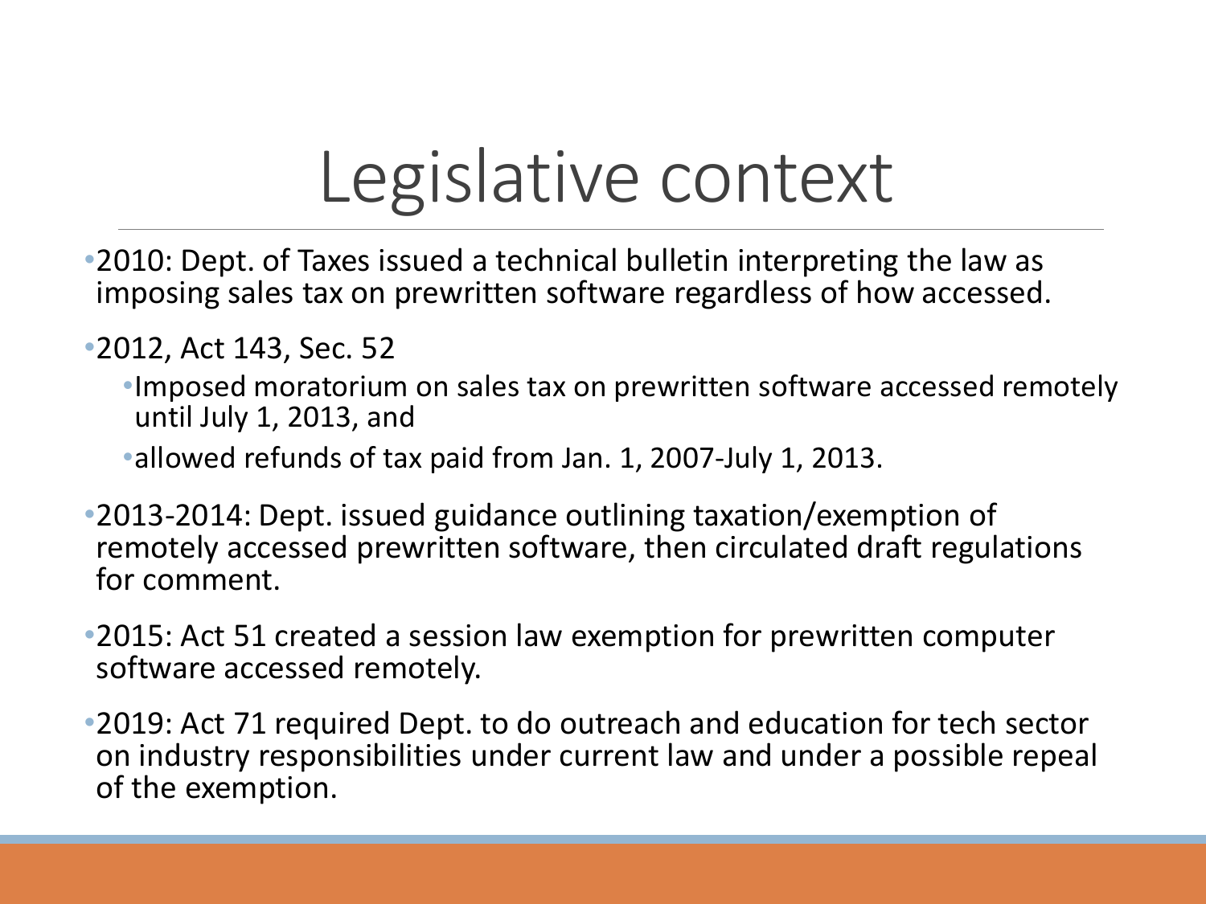# Legislative context

- 2010: Dept. of Taxes issued a technical bulletin interpreting the law as imposing sales tax on prewritten software regardless of how accessed.
- 2012, Act 143, Sec. 52
  - Imposed moratorium on sales tax on prewritten software accessed remotely until July 1, 2013, and
  - allowed refunds of tax paid from Jan. 1, 2007-July 1, 2013.
- 2013-2014: Dept. issued guidance outlining taxation/exemption of remotely accessed prewritten software, then circulated draft regulations for comment.
- 2015: Act 51 created a session law exemption for prewritten computer software accessed remotely.
- 2019: Act 71 required Dept. to do outreach and education for tech sector on industry responsibilities under current law and under a possible repeal of the exemption.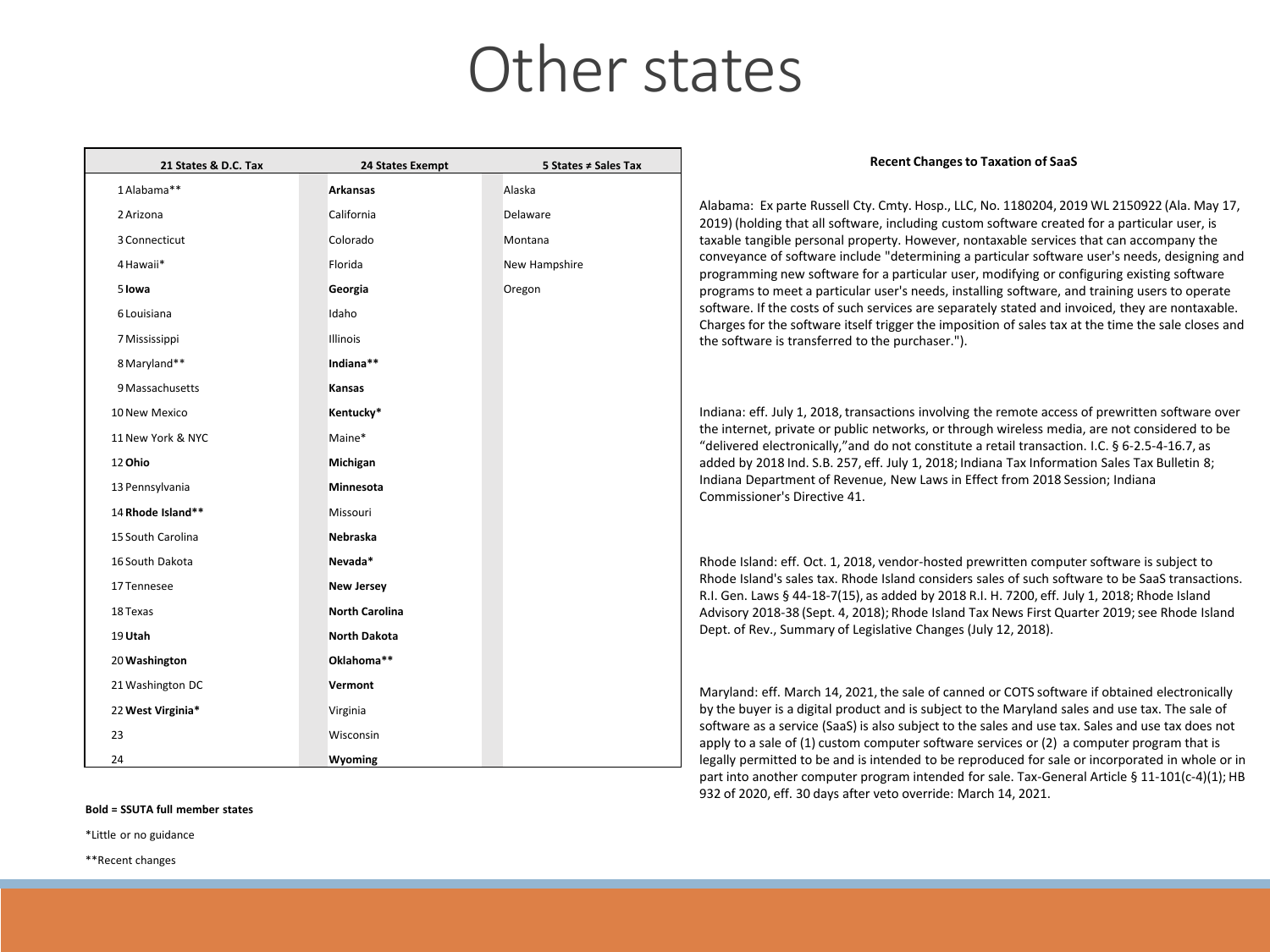# Other states

| 21 States & D.C. Tax | 24 States Exempt | 5 States ≠ Sales Tax |
|---|---|---|
| 1 Alabama** | **Arkansas** | Alaska |
| 2 Arizona | California | Delaware |
| 3 Connecticut | Colorado | Montana |
| 4 Hawaii* | Florida | New Hampshire |
| 5 **Iowa** | **Georgia** | Oregon |
| 6 Louisiana | Idaho | |
| 7 Mississippi | Illinois | |
| 8 Maryland** | **Indiana**** | |
| 9 Massachusetts | **Kansas** | |
| 10 New Mexico | **Kentucky*** | |
| 11 New York & NYC | Maine* | |
| 12 **Ohio** | **Michigan** | |
| 13 Pennsylvania | **Minnesota** | |
| 14 **Rhode Island**** | Missouri | |
| 15 South Carolina | **Nebraska** | |
| 16 South Dakota | **Nevada*** | |
| 17 Tennesee | **New Jersey** | |
| 18 Texas | **North Carolina** | |
| 19 **Utah** | **North Dakota** | |
| 20 **Washington** | **Oklahoma**** | |
| 21 Washington DC | **Vermont** | |
| 22 **West Virginia*** | Virginia | |
| 23 | Wisconsin | |
| 24 | **Wyoming** | |

**Bold = SSUTA full member states**

*Little or no guidance

**Recent changes

**Recent Changes to Taxation of SaaS**

Alabama: Ex parte Russell Cty. Cmty. Hosp., LLC, No. 1180204, 2019 WL 2150922 (Ala. May 17, 2019) (holding that all software, including custom software created for a particular user, is taxable tangible personal property. However, nontaxable services that can accompany the conveyance of software include "determining a particular software user's needs, designing and programming new software for a particular user, modifying or configuring existing software programs to meet a particular user's needs, installing software, and training users to operate software. If the costs of such services are separately stated and invoiced, they are nontaxable. Charges for the software itself trigger the imposition of sales tax at the time the sale closes and the software is transferred to the purchaser.").

Indiana: eff. July 1, 2018, transactions involving the remote access of prewritten software over the internet, private or public networks, or through wireless media, are not considered to be "delivered electronically,"and do not constitute a retail transaction. I.C. § 6-2.5-4-16.7, as added by 2018 Ind. S.B. 257, eff. July 1, 2018; Indiana Tax Information Sales Tax Bulletin 8; Indiana Department of Revenue, New Laws in Effect from 2018 Session; Indiana Commissioner's Directive 41.

Rhode Island: eff. Oct. 1, 2018, vendor-hosted prewritten computer software is subject to Rhode Island's sales tax. Rhode Island considers sales of such software to be SaaS transactions. R.I. Gen. Laws § 44-18-7(15), as added by 2018 R.I. H. 7200, eff. July 1, 2018; Rhode Island Advisory 2018-38 (Sept. 4, 2018); Rhode Island Tax News First Quarter 2019; see Rhode Island Dept. of Rev., Summary of Legislative Changes (July 12, 2018).

Maryland: eff. March 14, 2021, the sale of canned or COTS software if obtained electronically by the buyer is a digital product and is subject to the Maryland sales and use tax. The sale of software as a service (SaaS) is also subject to the sales and use tax. Sales and use tax does not apply to a sale of (1) custom computer software services or (2) a computer program that is legally permitted to be and is intended to be reproduced for sale or incorporated in whole or in part into another computer program intended for sale. Tax-General Article § 11-101(c-4)(1); HB 932 of 2020, eff. 30 days after veto override: March 14, 2021.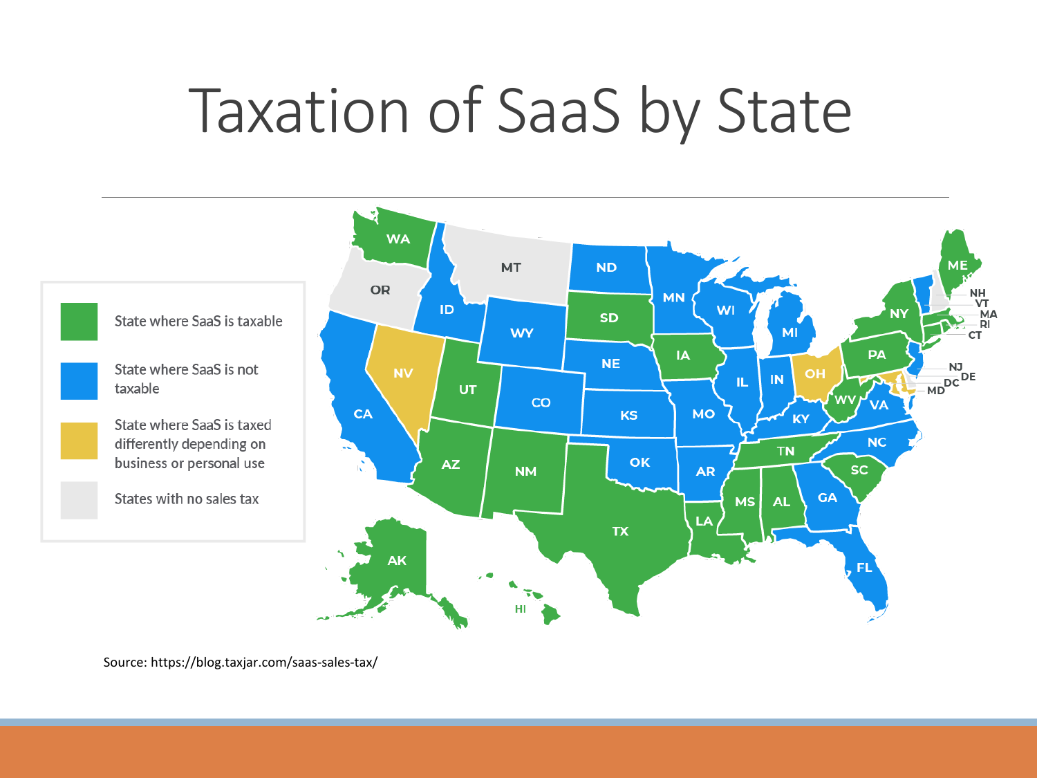# Taxation of SaaS by State

State where SaaS is taxable

State where SaaS is not taxable

State where SaaS is taxed differently depending on business or personal use

States with no sales tax

WA
OR
ID
MT
ND
MN
WI
MI
ME
NH
VT
MA
RI
CT
NY
SD
WY
NV
CA
UT
CO
NE
IA
IL
IN
OH
PA
NJ
DE
DC
MD
WV
VA
KS
MO
KY
AZ
NM
OK
AR
TN
NC
SC
MS
AL
GA
LA
TX
FL
AK
HI

Source: https://blog.taxjar.com/saas-sales-tax/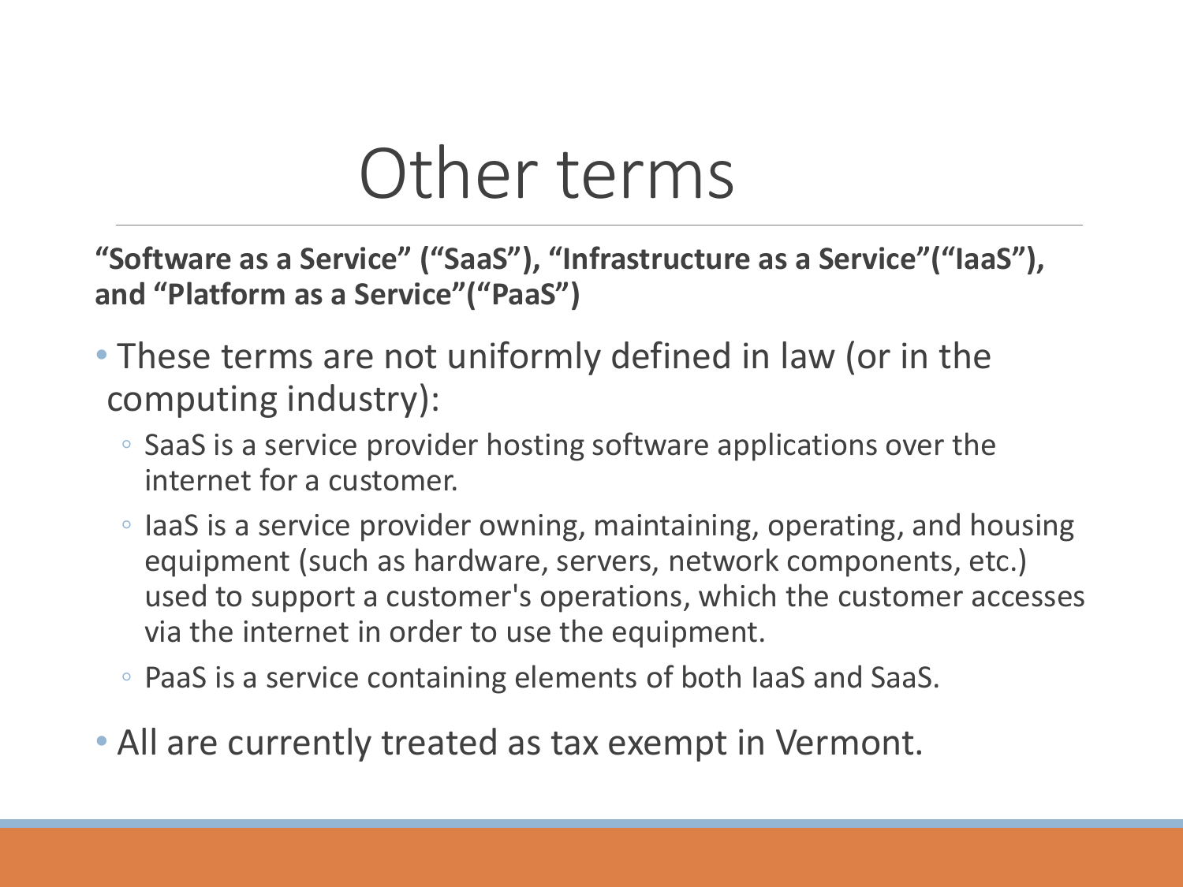# Other terms

**"Software as a Service" ("SaaS"), "Infrastructure as a Service"("IaaS"), and "Platform as a Service"("PaaS")**

- These terms are not uniformly defined in law (or in the computing industry):
  - SaaS is a service provider hosting software applications over the internet for a customer.
  - IaaS is a service provider owning, maintaining, operating, and housing equipment (such as hardware, servers, network components, etc.) used to support a customer's operations, which the customer accesses via the internet in order to use the equipment.
  - PaaS is a service containing elements of both IaaS and SaaS.
- All are currently treated as tax exempt in Vermont.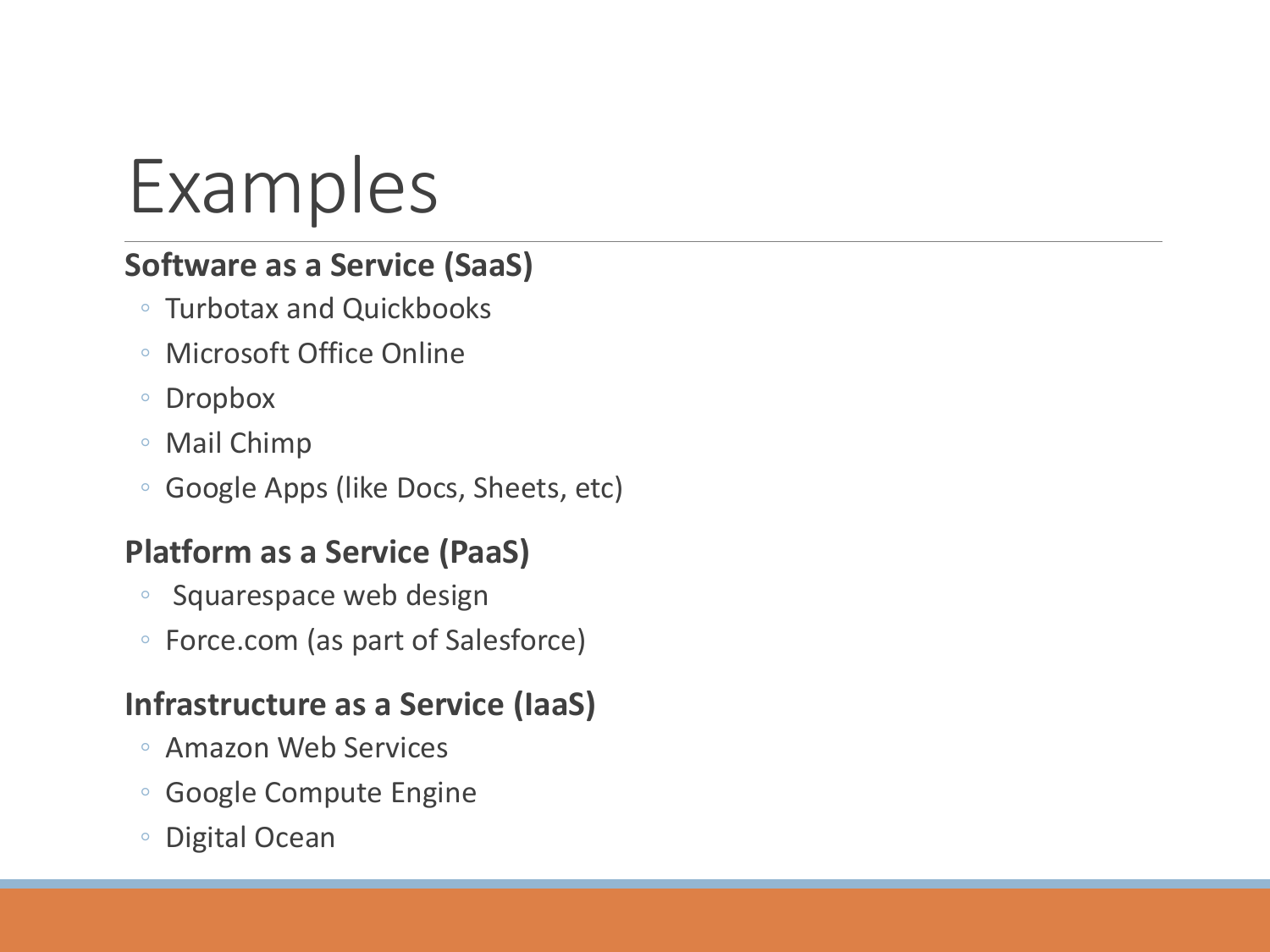# Examples

**Software as a Service (SaaS)**

- Turbotax and Quickbooks
- Microsoft Office Online
- Dropbox
- Mail Chimp
- Google Apps (like Docs, Sheets, etc)

**Platform as a Service (PaaS)**

- Squarespace web design
- Force.com (as part of Salesforce)

**Infrastructure as a Service (IaaS)**

- Amazon Web Services
- Google Compute Engine
- Digital Ocean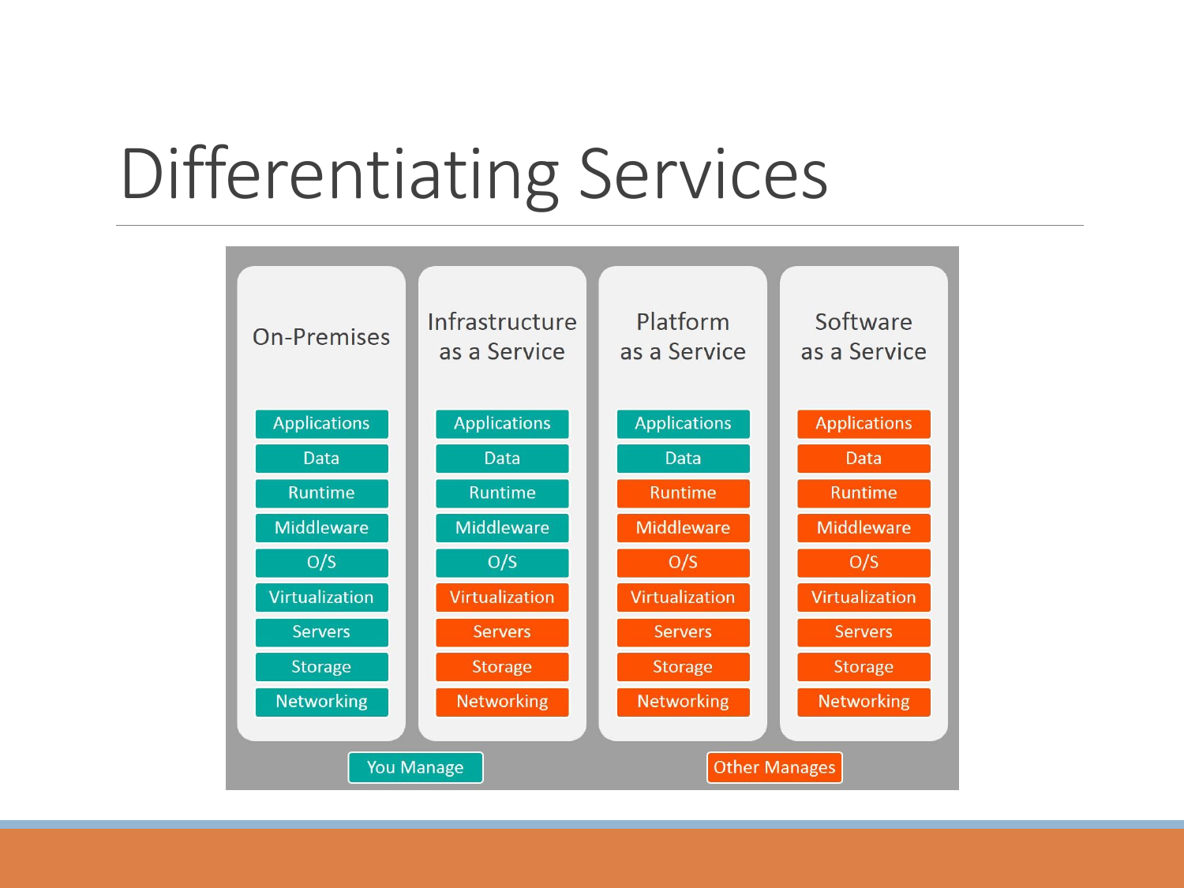# Differentiating Services

On-Premises

Applications
Data
Runtime
Middleware
O/S
Virtualization
Servers
Storage
Networking

Infrastructure as a Service

Applications
Data
Runtime
Middleware
O/S
Virtualization
Servers
Storage
Networking

Platform as a Service

Applications
Data
Runtime
Middleware
O/S
Virtualization
Servers
Storage
Networking

Software as a Service

Applications
Data
Runtime
Middleware
O/S
Virtualization
Servers
Storage
Networking

You Manage

Other Manages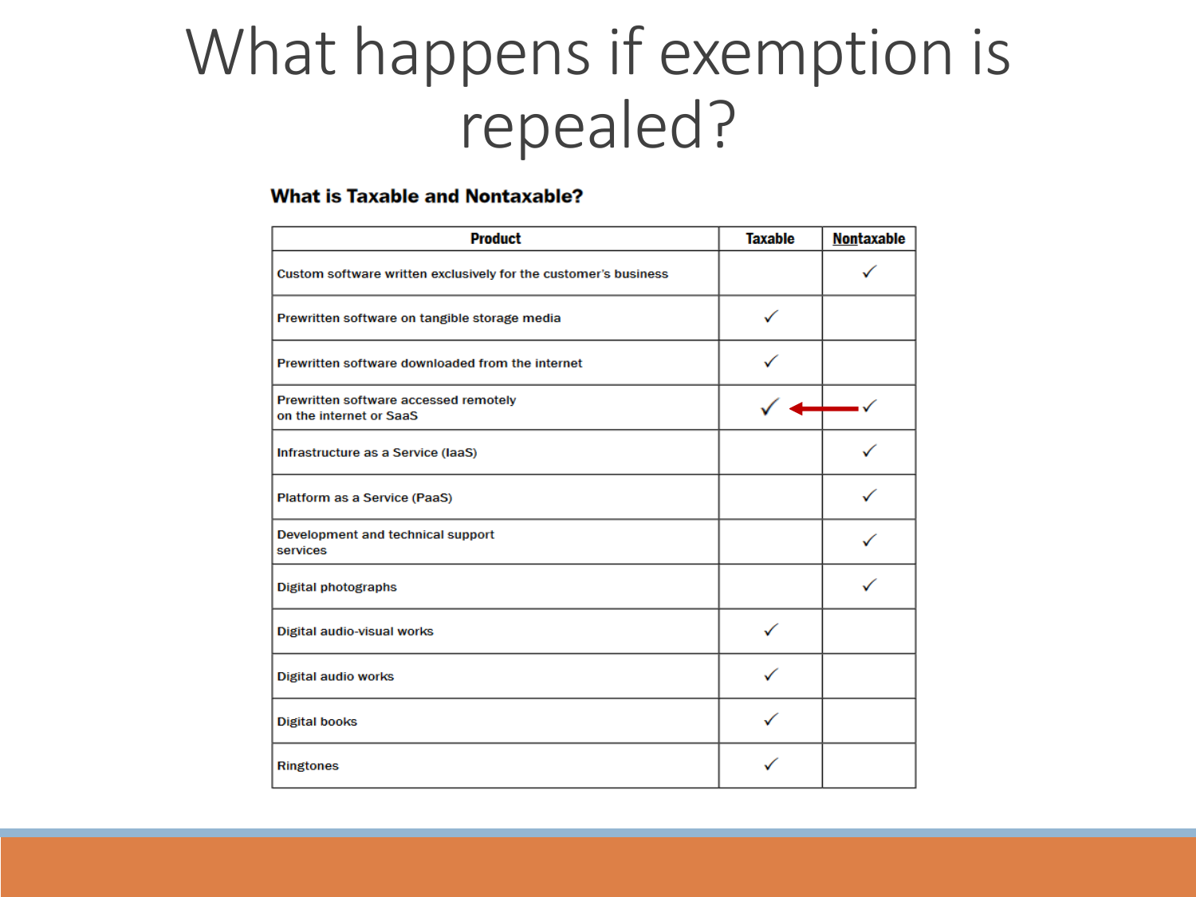# What happens if exemption is repealed?

**What is Taxable and Nontaxable?**

| Product | Taxable | Nontaxable |
|---|---|---|
| Custom software written exclusively for the customer's business | | ✓ |
| Prewritten software on tangible storage media | ✓ | |
| Prewritten software downloaded from the internet | ✓ | |
| Prewritten software accessed remotely on the internet or SaaS | ✓ ← | ✓ |
| Infrastructure as a Service (IaaS) | | ✓ |
| Platform as a Service (PaaS) | | ✓ |
| Development and technical support services | | ✓ |
| Digital photographs | | ✓ |
| Digital audio-visual works | ✓ | |
| Digital audio works | ✓ | |
| Digital books | ✓ | |
| Ringtones | ✓ | |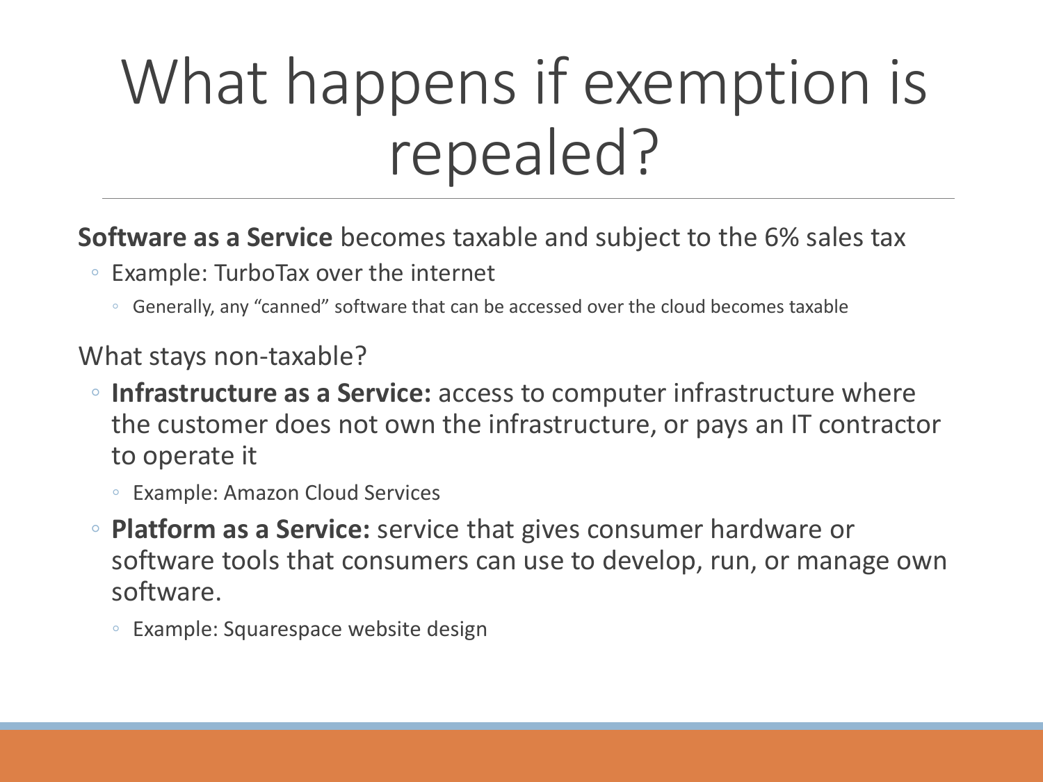# What happens if exemption is repealed?

**Software as a Service** becomes taxable and subject to the 6% sales tax

- Example: TurboTax over the internet
  - Generally, any "canned" software that can be accessed over the cloud becomes taxable

What stays non-taxable?

- **Infrastructure as a Service:** access to computer infrastructure where the customer does not own the infrastructure, or pays an IT contractor to operate it
  - Example: Amazon Cloud Services
- **Platform as a Service:** service that gives consumer hardware or software tools that consumers can use to develop, run, or manage own software.
  - Example: Squarespace website design